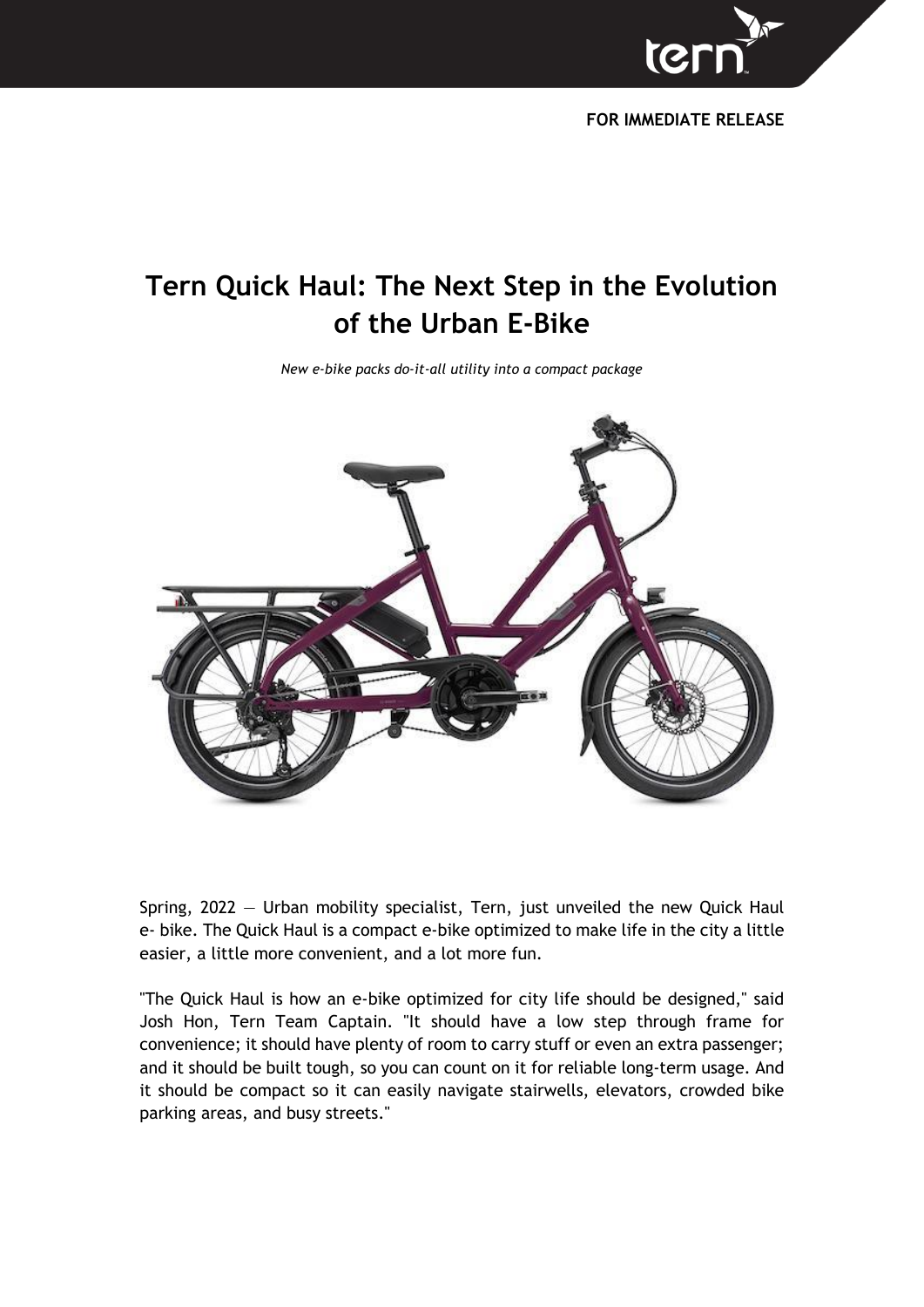**FOR IMMEDIATE RELEASE**

# Tern Quick Haul: The Next Step in the Evolution of the Urban E-Bike

*New e-bike packs do-it-all utility into a compact package*

Spring, 2022 — Urban mobility specialist, Tern, just unveiled the new Quick Haul e- bike. The Quick Haul is a compact e-bike optimized to make life in the city a little easier, a little more convenient, and a lot more fun.

"The Quick Haul is how an e-bike optimized for city life should be designed," said Josh Hon, Tern Team Captain. "It should have a low step through frame for convenience; it should have plenty of room to carry stuff or even an extra passenger; and it should be built tough, so you can count on it for reliable long-term usage. And it should be compact so it can easily navigate stairwells, elevators, crowded bike parking areas, and busy streets."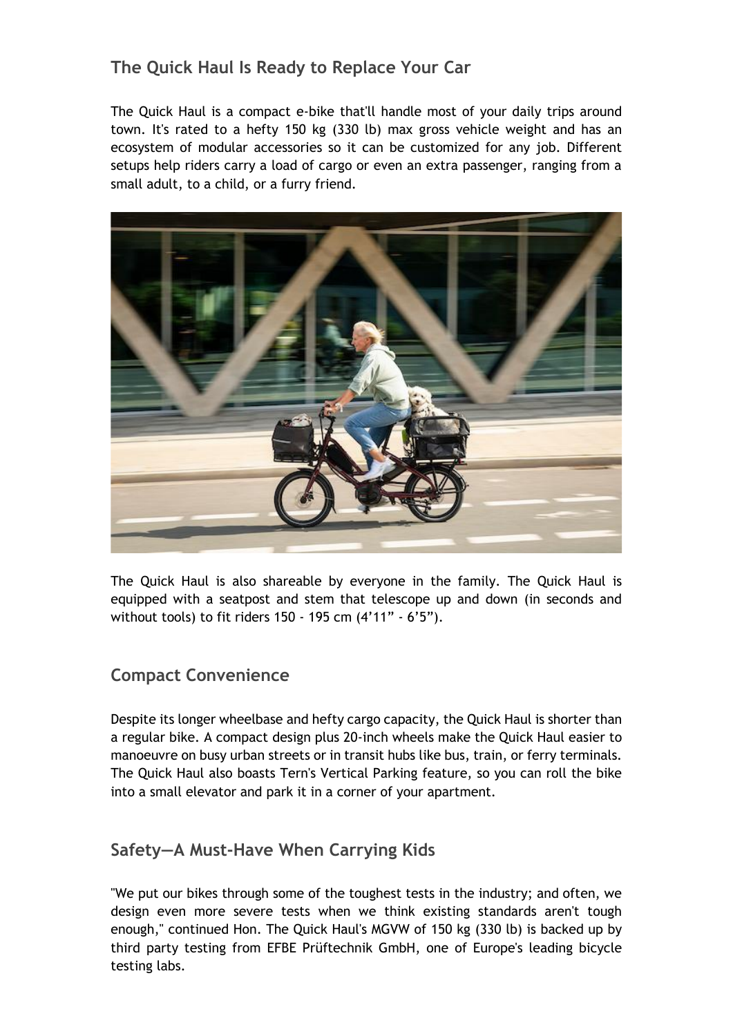## The Quick Haul Is Ready to Replace Your Car

The Quick Haul is a compact e-bike that'll handle most of your daily trips around town. It's rated to a hefty 150 kg (330 lb) max gross vehicle weight and has an ecosystem of modular accessories so it can be customized for any job. Different setups help riders carry a load of cargo or even an extra passenger, ranging from a small adult, to a child, or a furry friend.

The Quick Haul is also shareable by everyone in the family. The Quick Haul is equipped with a seatpost and stem that telescope up and down (in seconds and without tools) to fit riders 150 - 195 cm (4’11” - 6’5”).

## Compact Convenience

Despite its longer wheelbase and hefty cargo capacity, the Quick Haul is shorter than a regular bike. A compact design plus 20-inch wheels make the Quick Haul easier to manoeuvre on busy urban streets or in transit hubs like bus, train, or ferry terminals. The Quick Haul also boasts Tern's Vertical Parking feature, so you can roll the bike into a small elevator and park it in a corner of your apartment.

## Safety—A Must-Have When Carrying Kids

"We put our bikes through some of the toughest tests in the industry; and often, we design even more severe tests when we think existing standards aren't tough enough," continued Hon. The Quick Haul's MGVW of 150 kg (330 lb) is backed up by third party testing from EFBE Prüftechnik GmbH, one of Europe's leading bicycle testing labs.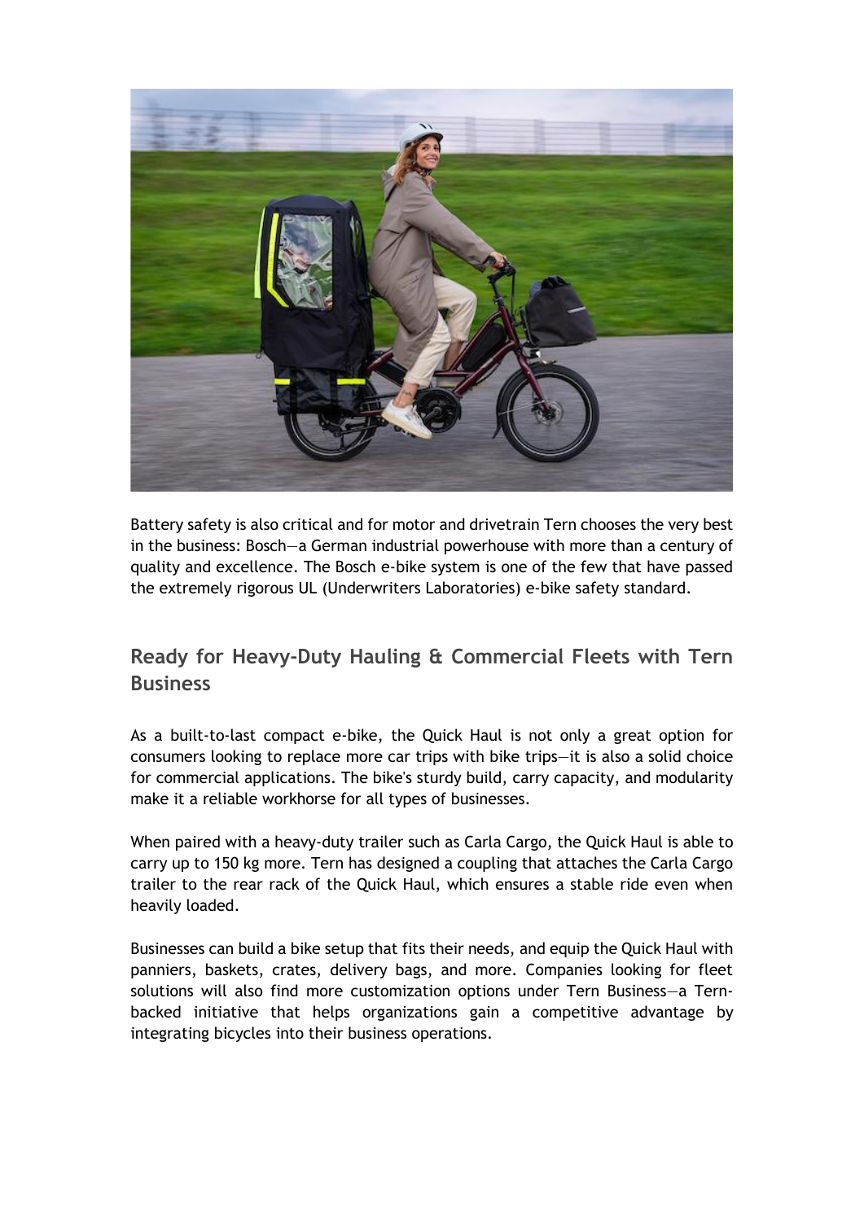Battery safety is also critical and for motor and drivetrain Tern chooses the very best in the business: Bosch—a German industrial powerhouse with more than a century of quality and excellence. The Bosch e-bike system is one of the few that have passed the extremely rigorous UL (Underwriters Laboratories) e-bike safety standard.

## Ready for Heavy-Duty Hauling & Commercial Fleets with Tern Business

As a built-to-last compact e-bike, the Quick Haul is not only a great option for consumers looking to replace more car trips with bike trips—it is also a solid choice for commercial applications. The bike's sturdy build, carry capacity, and modularity make it a reliable workhorse for all types of businesses.

When paired with a heavy-duty trailer such as Carla Cargo, the Quick Haul is able to carry up to 150 kg more. Tern has designed a coupling that attaches the Carla Cargo trailer to the rear rack of the Quick Haul, which ensures a stable ride even when heavily loaded.

Businesses can build a bike setup that fits their needs, and equip the Quick Haul with panniers, baskets, crates, delivery bags, and more. Companies looking for fleet solutions will also find more customization options under Tern Business—a Tern-backed initiative that helps organizations gain a competitive advantage by integrating bicycles into their business operations.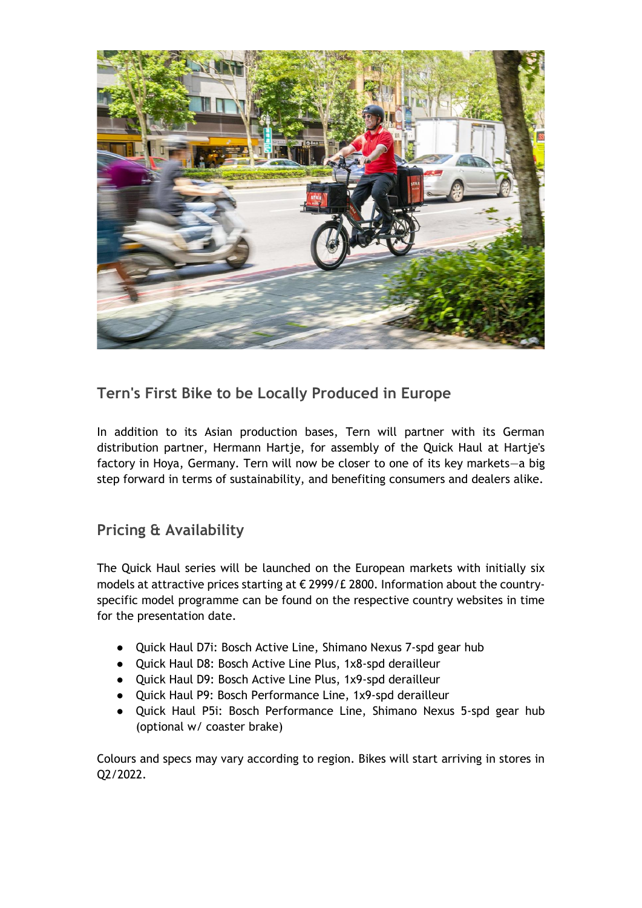## Tern's First Bike to be Locally Produced in Europe

In addition to its Asian production bases, Tern will partner with its German distribution partner, Hermann Hartje, for assembly of the Quick Haul at Hartje's factory in Hoya, Germany. Tern will now be closer to one of its key markets—a big step forward in terms of sustainability, and benefiting consumers and dealers alike.

## Pricing & Availability

The Quick Haul series will be launched on the European markets with initially six models at attractive prices starting at € 2999/£ 2800. Information about the country-specific model programme can be found on the respective country websites in time for the presentation date.

- Quick Haul D7i: Bosch Active Line, Shimano Nexus 7-spd gear hub
- Quick Haul D8: Bosch Active Line Plus, 1x8-spd derailleur
- Quick Haul D9: Bosch Active Line Plus, 1x9-spd derailleur
- Quick Haul P9: Bosch Performance Line, 1x9-spd derailleur
- Quick Haul P5i: Bosch Performance Line, Shimano Nexus 5-spd gear hub (optional w/ coaster brake)

Colours and specs may vary according to region. Bikes will start arriving in stores in Q2/2022.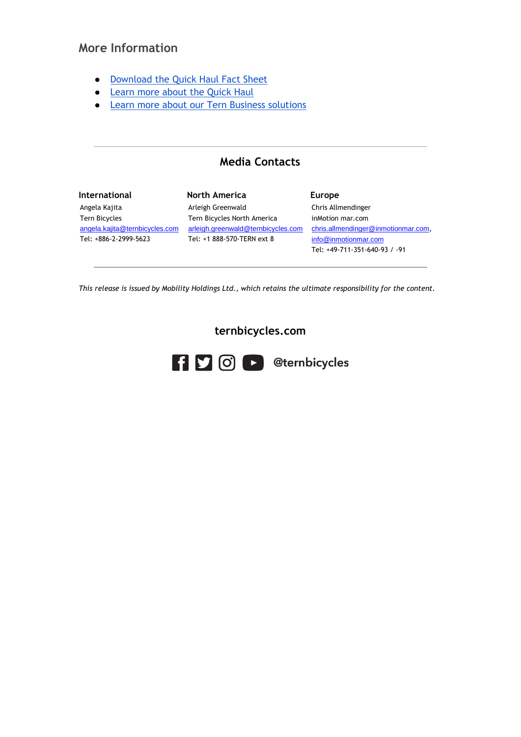## More Information

- Download the Quick Haul Fact Sheet
- Learn more about the Quick Haul
- Learn more about our Tern Business solutions

---

### Media Contacts

**International**
Angela Kajita
Tern Bicycles
angela.kajita@ternbicycles.com
Tel: +886-2-2999-5623

**North America**
Arleigh Greenwald
Tern Bicycles North America
arleigh.greenwald@ternbicycles.com
Tel: +1 888-570-TERN ext 8

**Europe**
Chris Allmendinger
inMotion mar.com
chris.allmendinger@inmotionmar.com, info@inmotionmar.com
Tel: +49-711-351-640-93 / -91

---

*This release is issued by Mobility Holdings Ltd., which retains the ultimate responsibility for the content.*

**ternbicycles.com**

@ternbicycles